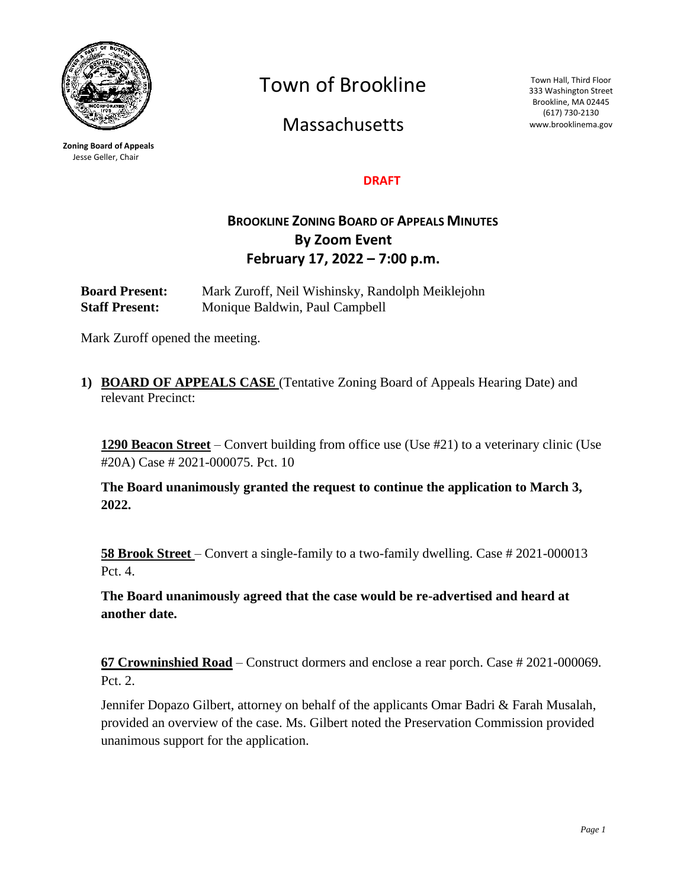Zoning Board of Appeals
Jesse Geller, Chair

# Town of Brookline

# Massachusetts

Town Hall, Third Floor
333 Washington Street
Brookline, MA 02445
(617) 730-2130
www.brooklinema.gov

**DRAFT**

## BROOKLINE ZONING BOARD OF APPEALS MINUTES
## By Zoom Event
## February 17, 2022 – 7:00 p.m.

**Board Present:** Mark Zuroff, Neil Wishinsky, Randolph Meiklejohn
**Staff Present:** Monique Baldwin, Paul Campbell

Mark Zuroff opened the meeting.

**1) BOARD OF APPEALS CASE** (Tentative Zoning Board of Appeals Hearing Date) and relevant Precinct:

**1290 Beacon Street** – Convert building from office use (Use #21) to a veterinary clinic (Use #20A) Case # 2021-000075. Pct. 10

**The Board unanimously granted the request to continue the application to March 3, 2022.**

**58 Brook Street** – Convert a single-family to a two-family dwelling. Case # 2021-000013 Pct. 4.

**The Board unanimously agreed that the case would be re-advertised and heard at another date.**

**67 Crowninshied Road** – Construct dormers and enclose a rear porch. Case # 2021-000069. Pct. 2.

Jennifer Dopazo Gilbert, attorney on behalf of the applicants Omar Badri & Farah Musalah, provided an overview of the case. Ms. Gilbert noted the Preservation Commission provided unanimous support for the application.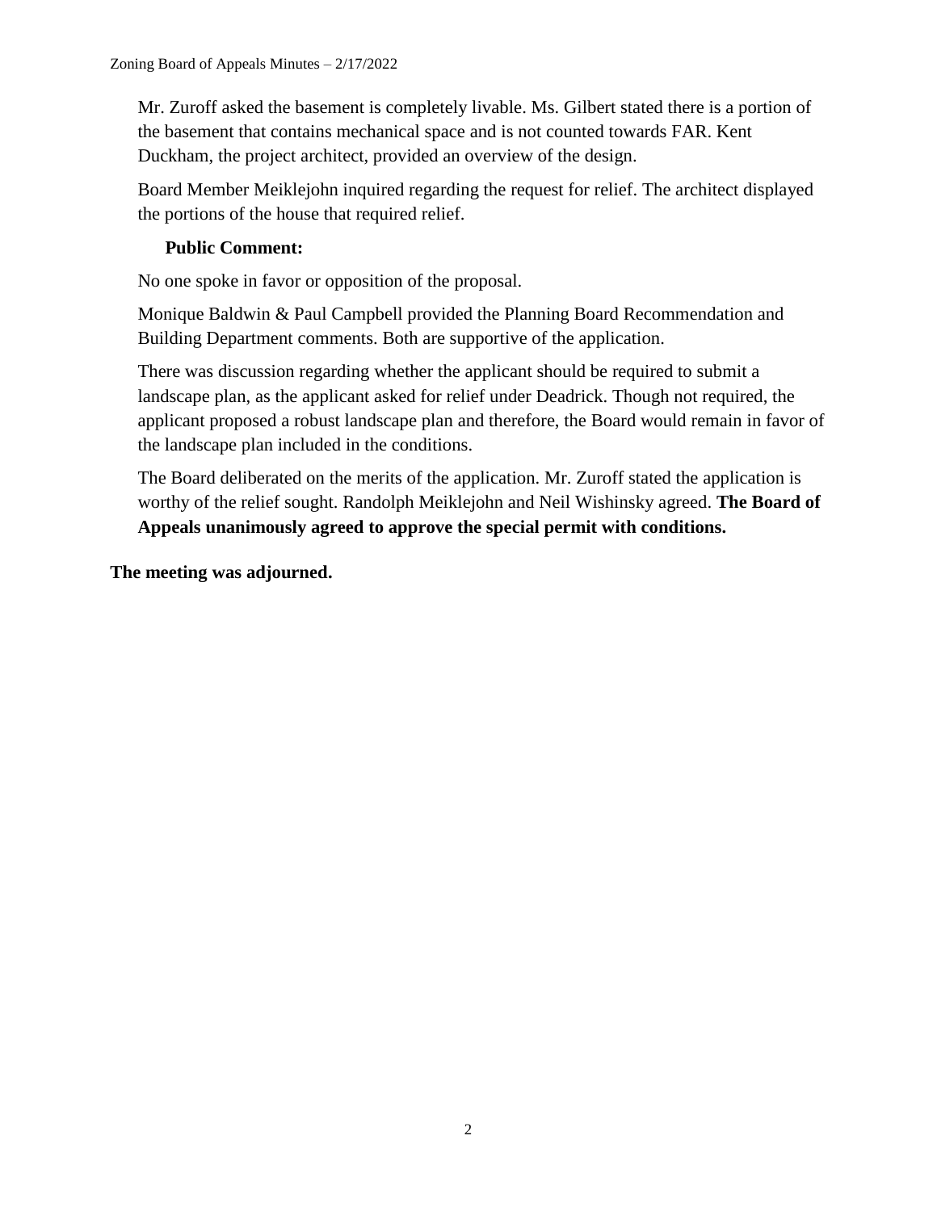Mr. Zuroff asked the basement is completely livable. Ms. Gilbert stated there is a portion of the basement that contains mechanical space and is not counted towards FAR. Kent Duckham, the project architect, provided an overview of the design.

Board Member Meiklejohn inquired regarding the request for relief. The architect displayed the portions of the house that required relief.

**Public Comment:**

No one spoke in favor or opposition of the proposal.

Monique Baldwin & Paul Campbell provided the Planning Board Recommendation and Building Department comments. Both are supportive of the application.

There was discussion regarding whether the applicant should be required to submit a landscape plan, as the applicant asked for relief under Deadrick. Though not required, the applicant proposed a robust landscape plan and therefore, the Board would remain in favor of the landscape plan included in the conditions.

The Board deliberated on the merits of the application. Mr. Zuroff stated the application is worthy of the relief sought. Randolph Meiklejohn and Neil Wishinsky agreed. **The Board of Appeals unanimously agreed to approve the special permit with conditions.**

**The meeting was adjourned.**